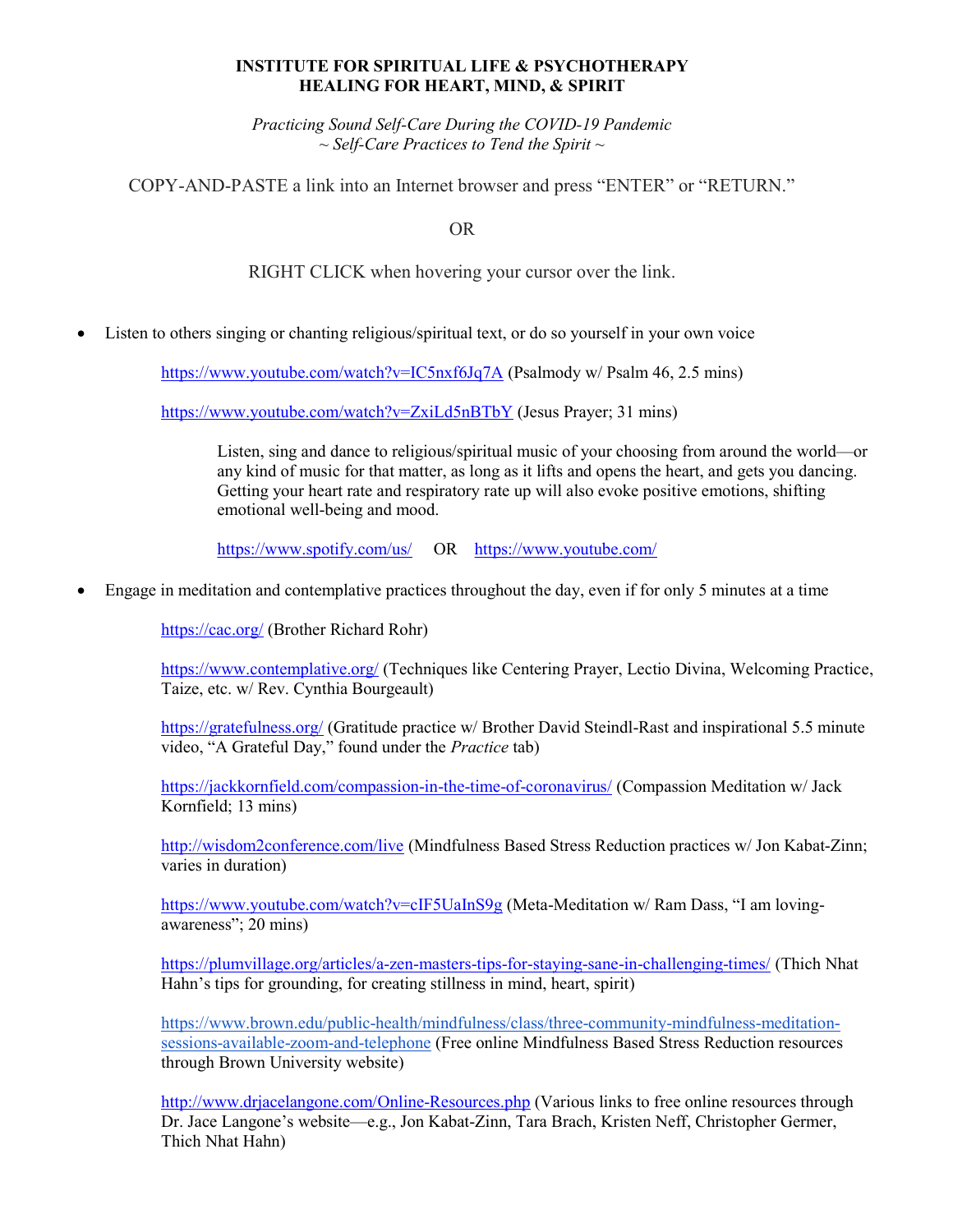**INSTITUTE FOR SPIRITUAL LIFE & PSYCHOTHERAPY**
**HEALING FOR HEART, MIND, & SPIRIT**

*Practicing Sound Self-Care During the COVID-19 Pandemic*
*~ Self-Care Practices to Tend the Spirit ~*

COPY-AND-PASTE a link into an Internet browser and press "ENTER" or "RETURN."

OR

RIGHT CLICK when hovering your cursor over the link.

- Listen to others singing or chanting religious/spiritual text, or do so yourself in your own voice

  https://www.youtube.com/watch?v=IC5nxf6Jq7A (Psalmody w/ Psalm 46, 2.5 mins)

  https://www.youtube.com/watch?v=ZxiLd5nBTbY (Jesus Prayer; 31 mins)

  Listen, sing and dance to religious/spiritual music of your choosing from around the world—or any kind of music for that matter, as long as it lifts and opens the heart, and gets you dancing. Getting your heart rate and respiratory rate up will also evoke positive emotions, shifting emotional well-being and mood.

  https://www.spotify.com/us/ OR https://www.youtube.com/

- Engage in meditation and contemplative practices throughout the day, even if for only 5 minutes at a time

  https://cac.org/ (Brother Richard Rohr)

  https://www.contemplative.org/ (Techniques like Centering Prayer, Lectio Divina, Welcoming Practice, Taize, etc. w/ Rev. Cynthia Bourgeault)

  https://gratefulness.org/ (Gratitude practice w/ Brother David Steindl-Rast and inspirational 5.5 minute video, "A Grateful Day," found under the *Practice* tab)

  https://jackkornfield.com/compassion-in-the-time-of-coronavirus/ (Compassion Meditation w/ Jack Kornfield; 13 mins)

  http://wisdom2conference.com/live (Mindfulness Based Stress Reduction practices w/ Jon Kabat-Zinn; varies in duration)

  https://www.youtube.com/watch?v=cIF5UaInS9g (Meta-Meditation w/ Ram Dass, "I am loving-awareness"; 20 mins)

  https://plumvillage.org/articles/a-zen-masters-tips-for-staying-sane-in-challenging-times/ (Thich Nhat Hahn's tips for grounding, for creating stillness in mind, heart, spirit)

  https://www.brown.edu/public-health/mindfulness/class/three-community-mindfulness-meditation-sessions-available-zoom-and-telephone (Free online Mindfulness Based Stress Reduction resources through Brown University website)

  http://www.drjacelangone.com/Online-Resources.php (Various links to free online resources through Dr. Jace Langone's website—e.g., Jon Kabat-Zinn, Tara Brach, Kristen Neff, Christopher Germer, Thich Nhat Hahn)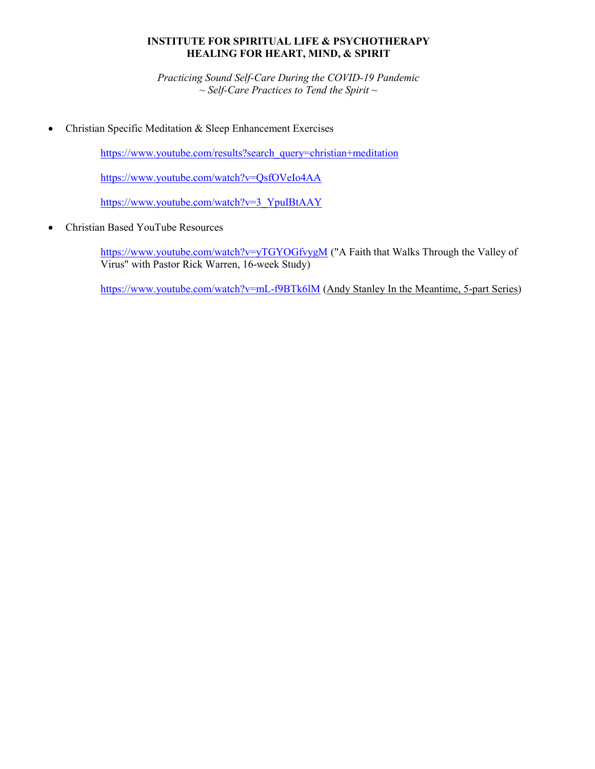**INSTITUTE FOR SPIRITUAL LIFE & PSYCHOTHERAPY**
**HEALING FOR HEART, MIND, & SPIRIT**

*Practicing Sound Self-Care During the COVID-19 Pandemic*
*~ Self-Care Practices to Tend the Spirit ~*

- Christian Specific Meditation & Sleep Enhancement Exercises

  https://www.youtube.com/results?search_query=christian+meditation

  https://www.youtube.com/watch?v=QsfOVeIo4AA

  https://www.youtube.com/watch?v=3_YpuIBtAAY

- Christian Based YouTube Resources

  https://www.youtube.com/watch?v=yTGYOGfvygM ("A Faith that Walks Through the Valley of Virus" with Pastor Rick Warren, 16-week Study)

  https://www.youtube.com/watch?v=mL-f9BTk6lM (Andy Stanley In the Meantime, 5-part Series)